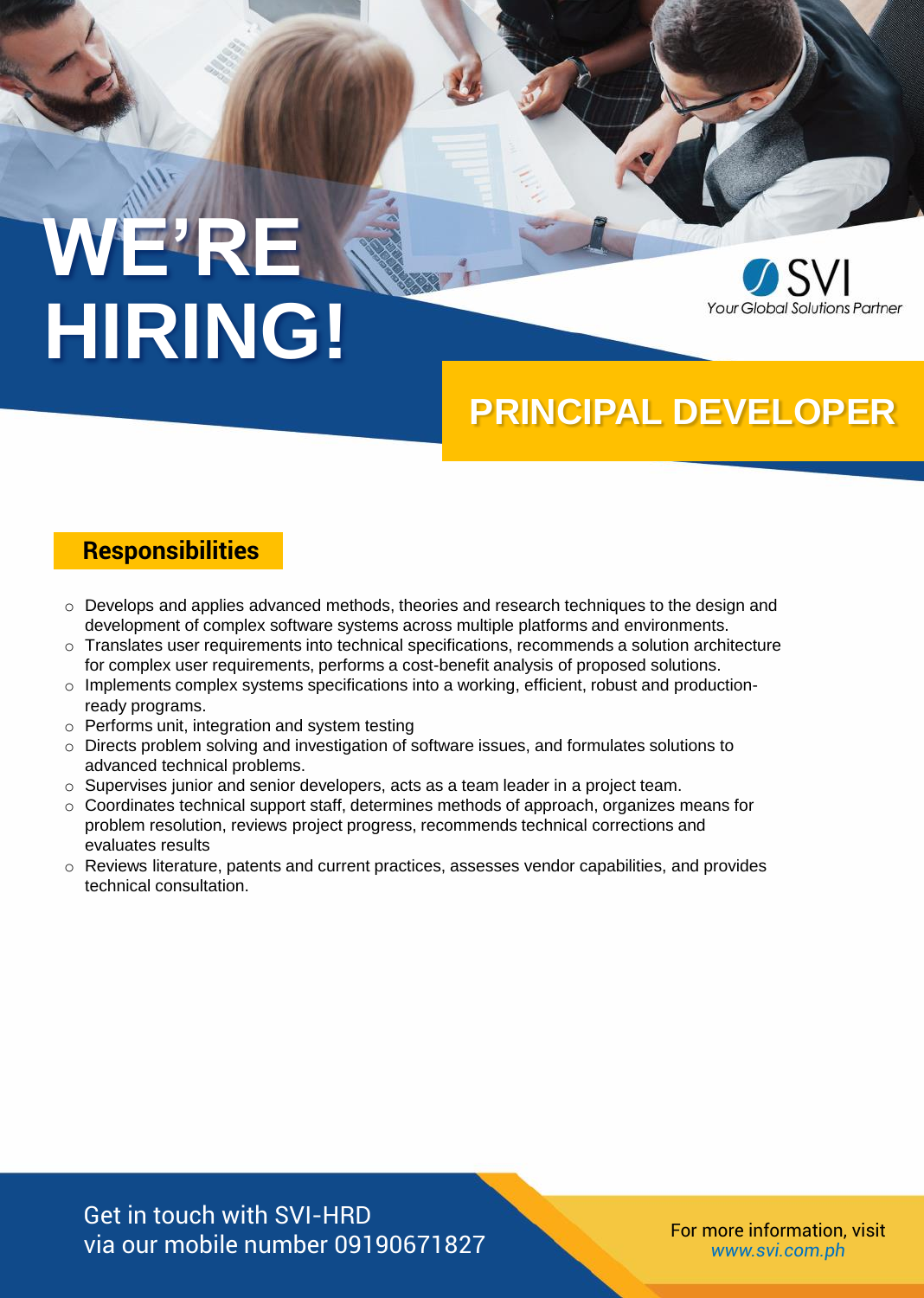# WE'RE HIRING!

SVI
*Your Global Solutions Partner*

## PRINCIPAL DEVELOPER

### Responsibilities

- Develops and applies advanced methods, theories and research techniques to the design and development of complex software systems across multiple platforms and environments.
- Translates user requirements into technical specifications, recommends a solution architecture for complex user requirements, performs a cost-benefit analysis of proposed solutions.
- Implements complex systems specifications into a working, efficient, robust and production-ready programs.
- Performs unit, integration and system testing
- Directs problem solving and investigation of software issues, and formulates solutions to advanced technical problems.
- Supervises junior and senior developers, acts as a team leader in a project team.
- Coordinates technical support staff, determines methods of approach, organizes means for problem resolution, reviews project progress, recommends technical corrections and evaluates results
- Reviews literature, patents and current practices, assesses vendor capabilities, and provides technical consultation.

Get in touch with SVI-HRD
via our mobile number 09190671827

For more information, visit
*www.svi.com.ph*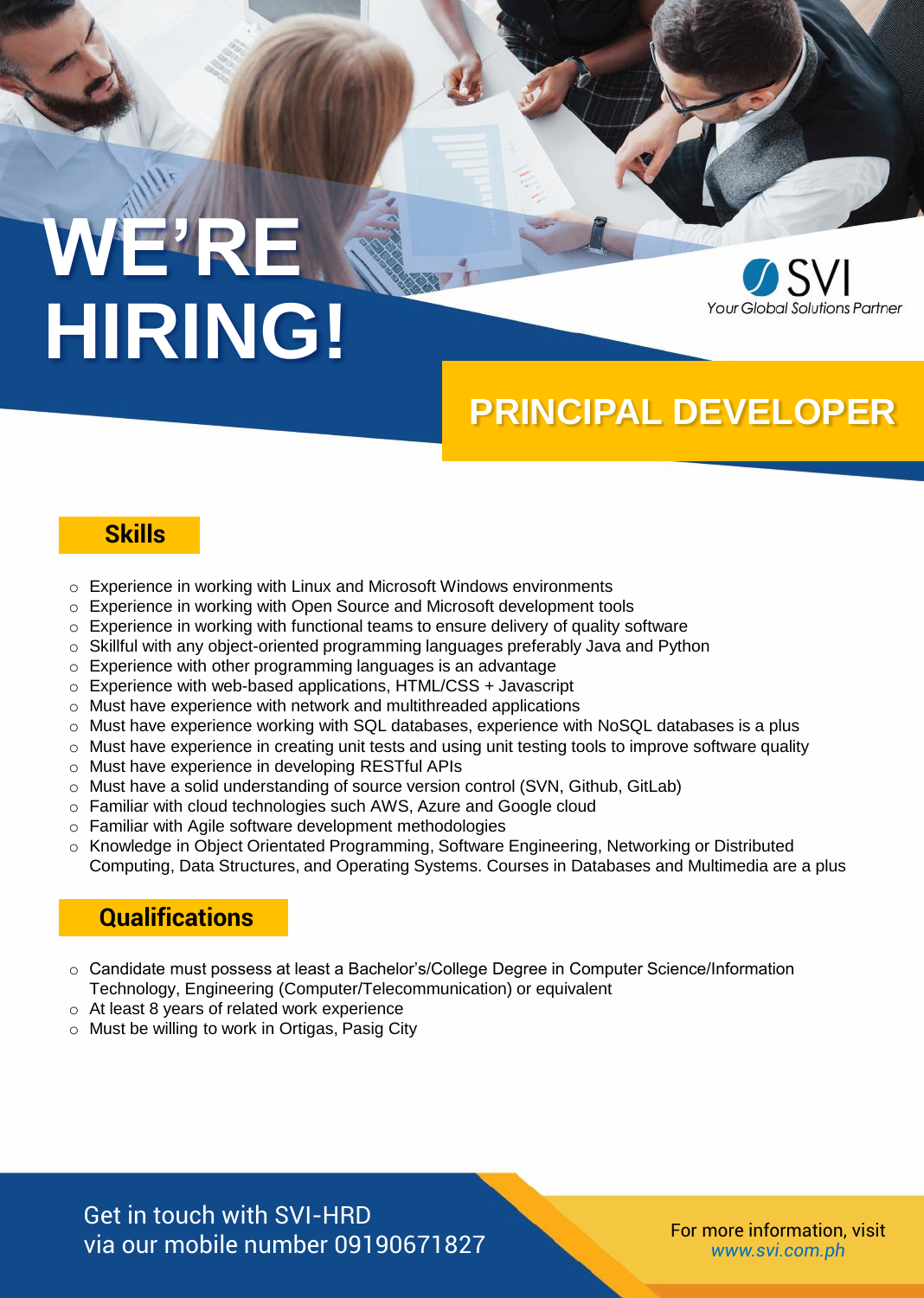# WE'RE HIRING!

SVI
*Your Global Solutions Partner*

## PRINCIPAL DEVELOPER

### Skills

- Experience in working with Linux and Microsoft Windows environments
- Experience in working with Open Source and Microsoft development tools
- Experience in working with functional teams to ensure delivery of quality software
- Skillful with any object-oriented programming languages preferably Java and Python
- Experience with other programming languages is an advantage
- Experience with web-based applications, HTML/CSS + Javascript
- Must have experience with network and multithreaded applications
- Must have experience working with SQL databases, experience with NoSQL databases is a plus
- Must have experience in creating unit tests and using unit testing tools to improve software quality
- Must have experience in developing RESTful APIs
- Must have a solid understanding of source version control (SVN, Github, GitLab)
- Familiar with cloud technologies such AWS, Azure and Google cloud
- Familiar with Agile software development methodologies
- Knowledge in Object Orientated Programming, Software Engineering, Networking or Distributed Computing, Data Structures, and Operating Systems. Courses in Databases and Multimedia are a plus

### Qualifications

- Candidate must possess at least a Bachelor's/College Degree in Computer Science/Information Technology, Engineering (Computer/Telecommunication) or equivalent
- At least 8 years of related work experience
- Must be willing to work in Ortigas, Pasig City

Get in touch with SVI-HRD via our mobile number 09190671827

For more information, visit *www.svi.com.ph*